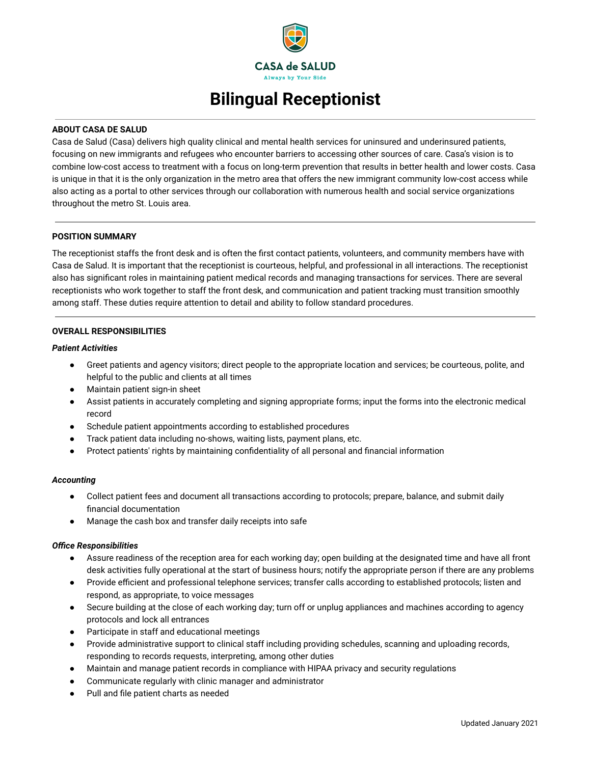CASA de SALUD

Always by Your Side

# Bilingual Receptionist

## ABOUT CASA DE SALUD

Casa de Salud (Casa) delivers high quality clinical and mental health services for uninsured and underinsured patients, focusing on new immigrants and refugees who encounter barriers to accessing other sources of care. Casa's vision is to combine low-cost access to treatment with a focus on long-term prevention that results in better health and lower costs. Casa is unique in that it is the only organization in the metro area that offers the new immigrant community low-cost access while also acting as a portal to other services through our collaboration with numerous health and social service organizations throughout the metro St. Louis area.

## POSITION SUMMARY

The receptionist staffs the front desk and is often the first contact patients, volunteers, and community members have with Casa de Salud. It is important that the receptionist is courteous, helpful, and professional in all interactions. The receptionist also has significant roles in maintaining patient medical records and managing transactions for services. There are several receptionists who work together to staff the front desk, and communication and patient tracking must transition smoothly among staff. These duties require attention to detail and ability to follow standard procedures.

## OVERALL RESPONSIBILITIES

### *Patient Activities*

- Greet patients and agency visitors; direct people to the appropriate location and services; be courteous, polite, and helpful to the public and clients at all times
- Maintain patient sign-in sheet
- Assist patients in accurately completing and signing appropriate forms; input the forms into the electronic medical record
- Schedule patient appointments according to established procedures
- Track patient data including no-shows, waiting lists, payment plans, etc.
- Protect patients' rights by maintaining confidentiality of all personal and financial information

### *Accounting*

- Collect patient fees and document all transactions according to protocols; prepare, balance, and submit daily financial documentation
- Manage the cash box and transfer daily receipts into safe

### *Office Responsibilities*

- Assure readiness of the reception area for each working day; open building at the designated time and have all front desk activities fully operational at the start of business hours; notify the appropriate person if there are any problems
- Provide efficient and professional telephone services; transfer calls according to established protocols; listen and respond, as appropriate, to voice messages
- Secure building at the close of each working day; turn off or unplug appliances and machines according to agency protocols and lock all entrances
- Participate in staff and educational meetings
- Provide administrative support to clinical staff including providing schedules, scanning and uploading records, responding to records requests, interpreting, among other duties
- Maintain and manage patient records in compliance with HIPAA privacy and security regulations
- Communicate regularly with clinic manager and administrator
- Pull and file patient charts as needed

Updated January 2021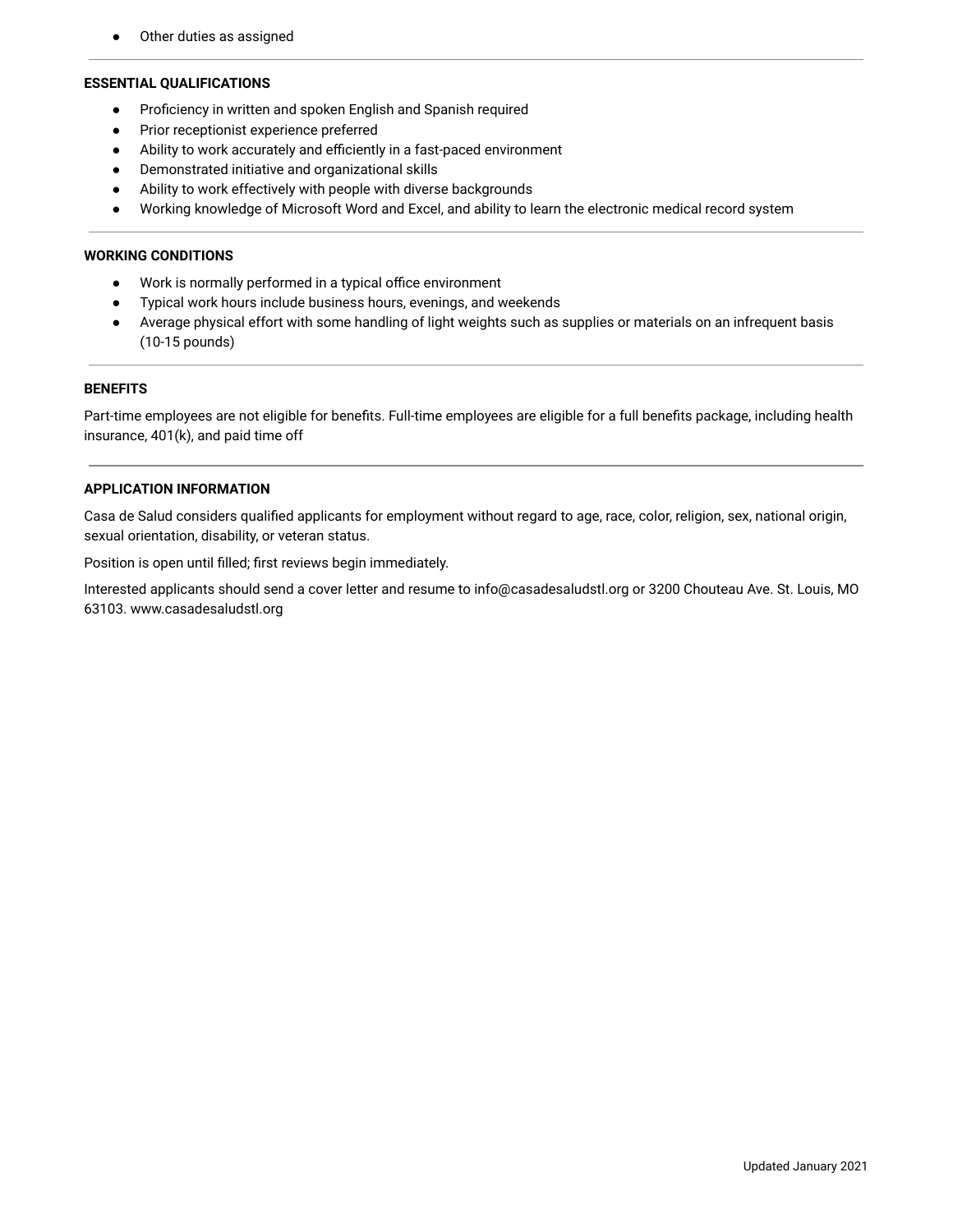- Other duties as assigned

---

**ESSENTIAL QUALIFICATIONS**

- Proficiency in written and spoken English and Spanish required
- Prior receptionist experience preferred
- Ability to work accurately and efficiently in a fast-paced environment
- Demonstrated initiative and organizational skills
- Ability to work effectively with people with diverse backgrounds
- Working knowledge of Microsoft Word and Excel, and ability to learn the electronic medical record system

---

**WORKING CONDITIONS**

- Work is normally performed in a typical office environment
- Typical work hours include business hours, evenings, and weekends
- Average physical effort with some handling of light weights such as supplies or materials on an infrequent basis (10-15 pounds)

---

**BENEFITS**

Part-time employees are not eligible for benefits. Full-time employees are eligible for a full benefits package, including health insurance, 401(k), and paid time off

---

**APPLICATION INFORMATION**

Casa de Salud considers qualified applicants for employment without regard to age, race, color, religion, sex, national origin, sexual orientation, disability, or veteran status.

Position is open until filled; first reviews begin immediately.

Interested applicants should send a cover letter and resume to info@casadesaludstl.org or 3200 Chouteau Ave. St. Louis, MO 63103. www.casadesaludstl.org

Updated January 2021